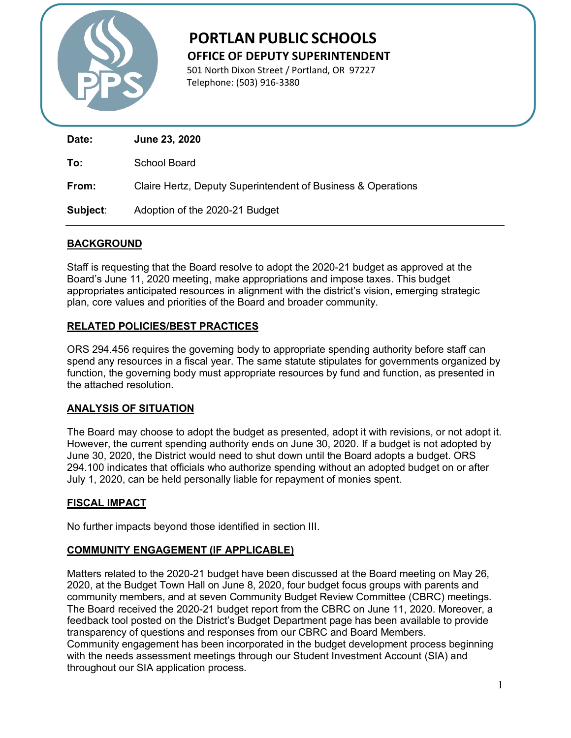# PORTLAN PUBLIC SCHOOLS

## OFFICE OF DEPUTY SUPERINTENDENT

501 North Dixon Street / Portland, OR 97227
Telephone: (503) 916-3380

**Date:** **June 23, 2020**

**To:** School Board

**From:** Claire Hertz, Deputy Superintendent of Business & Operations

**Subject**: Adoption of the 2020-21 Budget

---

## BACKGROUND

Staff is requesting that the Board resolve to adopt the 2020-21 budget as approved at the Board's June 11, 2020 meeting, make appropriations and impose taxes. This budget appropriates anticipated resources in alignment with the district's vision, emerging strategic plan, core values and priorities of the Board and broader community.

## RELATED POLICIES/BEST PRACTICES

ORS 294.456 requires the governing body to appropriate spending authority before staff can spend any resources in a fiscal year. The same statute stipulates for governments organized by function, the governing body must appropriate resources by fund and function, as presented in the attached resolution.

## ANALYSIS OF SITUATION

The Board may choose to adopt the budget as presented, adopt it with revisions, or not adopt it. However, the current spending authority ends on June 30, 2020. If a budget is not adopted by June 30, 2020, the District would need to shut down until the Board adopts a budget. ORS 294.100 indicates that officials who authorize spending without an adopted budget on or after July 1, 2020, can be held personally liable for repayment of monies spent.

## FISCAL IMPACT

No further impacts beyond those identified in section III.

## COMMUNITY ENGAGEMENT (IF APPLICABLE)

Matters related to the 2020-21 budget have been discussed at the Board meeting on May 26, 2020, at the Budget Town Hall on June 8, 2020, four budget focus groups with parents and community members, and at seven Community Budget Review Committee (CBRC) meetings. The Board received the 2020-21 budget report from the CBRC on June 11, 2020. Moreover, a feedback tool posted on the District's Budget Department page has been available to provide transparency of questions and responses from our CBRC and Board Members.
Community engagement has been incorporated in the budget development process beginning with the needs assessment meetings through our Student Investment Account (SIA) and throughout our SIA application process.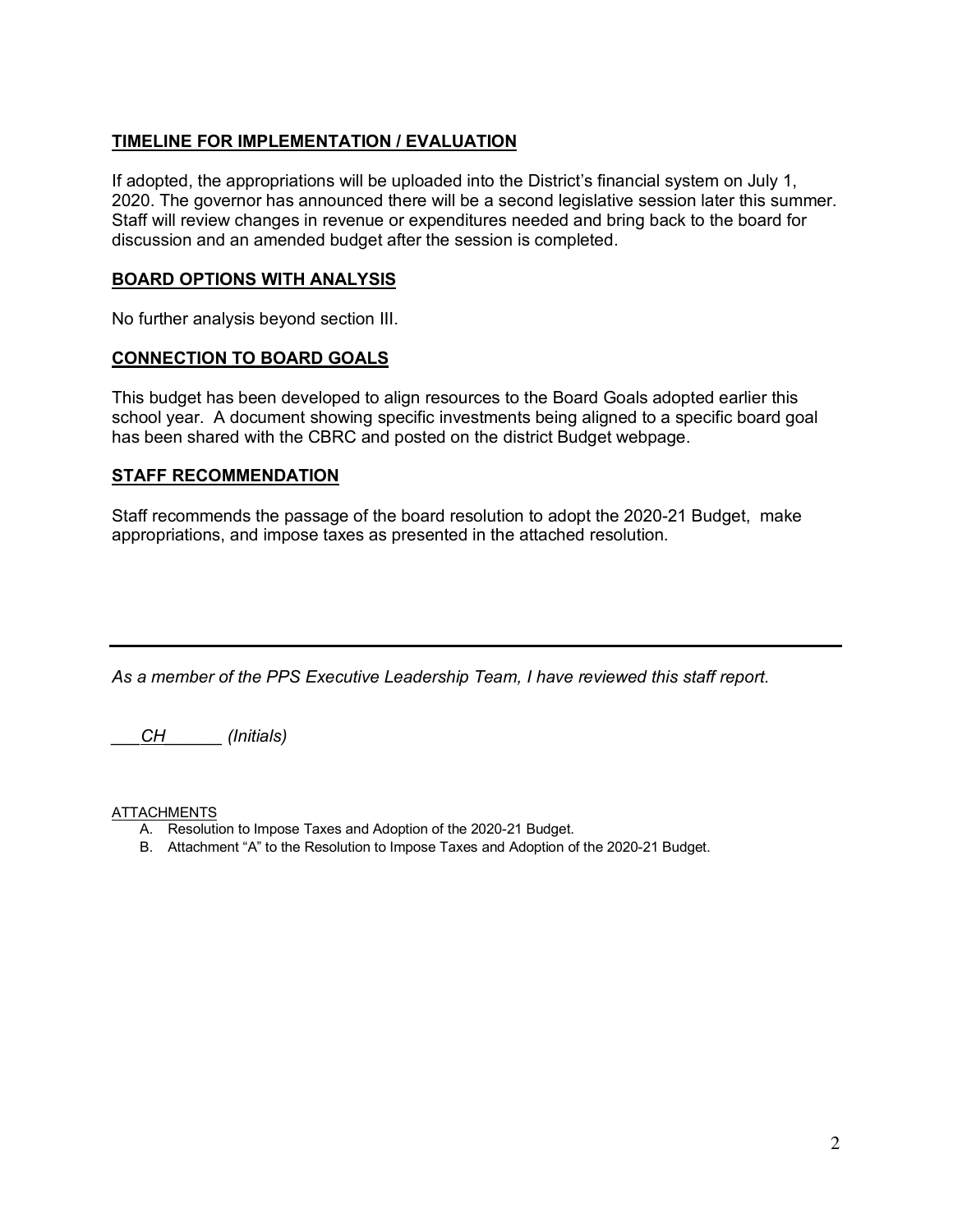## TIMELINE FOR IMPLEMENTATION / EVALUATION

If adopted, the appropriations will be uploaded into the District's financial system on July 1, 2020. The governor has announced there will be a second legislative session later this summer. Staff will review changes in revenue or expenditures needed and bring back to the board for discussion and an amended budget after the session is completed.

## BOARD OPTIONS WITH ANALYSIS

No further analysis beyond section III.

## CONNECTION TO BOARD GOALS

This budget has been developed to align resources to the Board Goals adopted earlier this school year. A document showing specific investments being aligned to a specific board goal has been shared with the CBRC and posted on the district Budget webpage.

## STAFF RECOMMENDATION

Staff recommends the passage of the board resolution to adopt the 2020-21 Budget, make appropriations, and impose taxes as presented in the attached resolution.

---

*As a member of the PPS Executive Leadership Team, I have reviewed this staff report.*

\_\_\_*CH*\_\_\_\_\_\_ *(Initials)*

ATTACHMENTS

A. Resolution to Impose Taxes and Adoption of the 2020-21 Budget.
B. Attachment "A" to the Resolution to Impose Taxes and Adoption of the 2020-21 Budget.